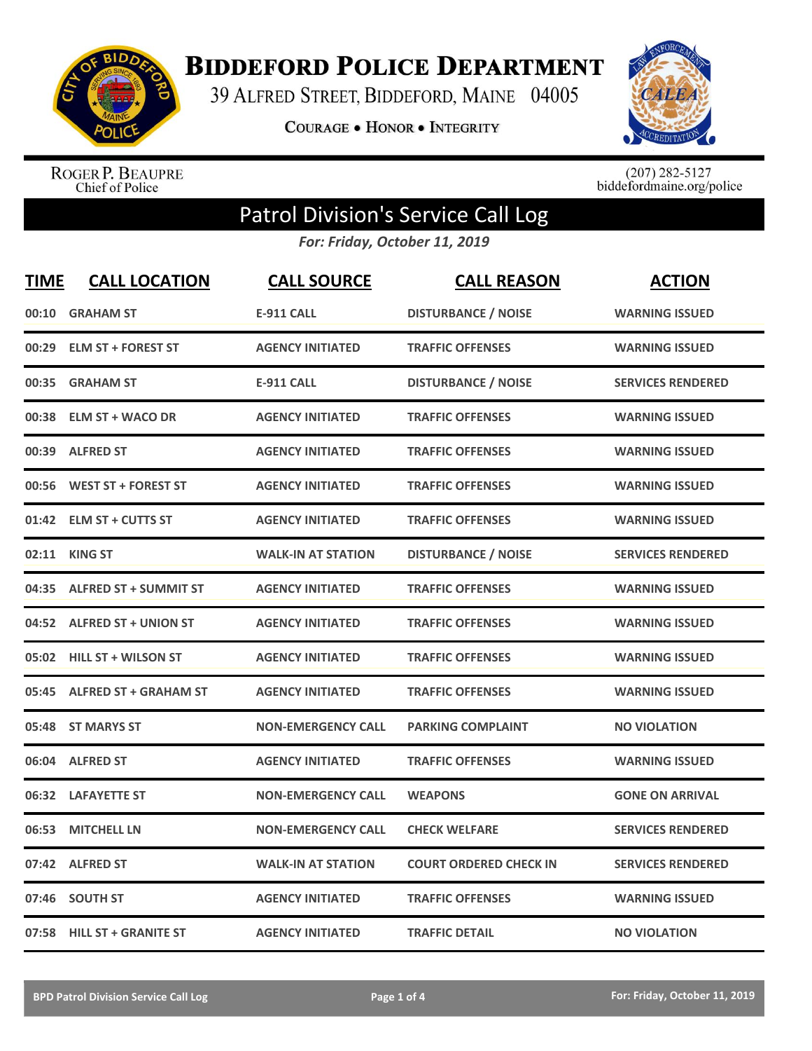# Biddeford Police Department

39 Alfred Street, Biddeford, Maine 04005

**Courage • Honor • Integrity**

Roger P. Beaupre
Chief of Police

(207) 282-5127
biddefordmaine.org/police

## Patrol Division's Service Call Log

***For: Friday, October 11, 2019***

| TIME | CALL LOCATION | CALL SOURCE | CALL REASON | ACTION |
|---|---|---|---|---|
| 00:10 | GRAHAM ST | E-911 CALL | DISTURBANCE / NOISE | WARNING ISSUED |
| 00:29 | ELM ST + FOREST ST | AGENCY INITIATED | TRAFFIC OFFENSES | WARNING ISSUED |
| 00:35 | GRAHAM ST | E-911 CALL | DISTURBANCE / NOISE | SERVICES RENDERED |
| 00:38 | ELM ST + WACO DR | AGENCY INITIATED | TRAFFIC OFFENSES | WARNING ISSUED |
| 00:39 | ALFRED ST | AGENCY INITIATED | TRAFFIC OFFENSES | WARNING ISSUED |
| 00:56 | WEST ST + FOREST ST | AGENCY INITIATED | TRAFFIC OFFENSES | WARNING ISSUED |
| 01:42 | ELM ST + CUTTS ST | AGENCY INITIATED | TRAFFIC OFFENSES | WARNING ISSUED |
| 02:11 | KING ST | WALK-IN AT STATION | DISTURBANCE / NOISE | SERVICES RENDERED |
| 04:35 | ALFRED ST + SUMMIT ST | AGENCY INITIATED | TRAFFIC OFFENSES | WARNING ISSUED |
| 04:52 | ALFRED ST + UNION ST | AGENCY INITIATED | TRAFFIC OFFENSES | WARNING ISSUED |
| 05:02 | HILL ST + WILSON ST | AGENCY INITIATED | TRAFFIC OFFENSES | WARNING ISSUED |
| 05:45 | ALFRED ST + GRAHAM ST | AGENCY INITIATED | TRAFFIC OFFENSES | WARNING ISSUED |
| 05:48 | ST MARYS ST | NON-EMERGENCY CALL | PARKING COMPLAINT | NO VIOLATION |
| 06:04 | ALFRED ST | AGENCY INITIATED | TRAFFIC OFFENSES | WARNING ISSUED |
| 06:32 | LAFAYETTE ST | NON-EMERGENCY CALL | WEAPONS | GONE ON ARRIVAL |
| 06:53 | MITCHELL LN | NON-EMERGENCY CALL | CHECK WELFARE | SERVICES RENDERED |
| 07:42 | ALFRED ST | WALK-IN AT STATION | COURT ORDERED CHECK IN | SERVICES RENDERED |
| 07:46 | SOUTH ST | AGENCY INITIATED | TRAFFIC OFFENSES | WARNING ISSUED |
| 07:58 | HILL ST + GRANITE ST | AGENCY INITIATED | TRAFFIC DETAIL | NO VIOLATION |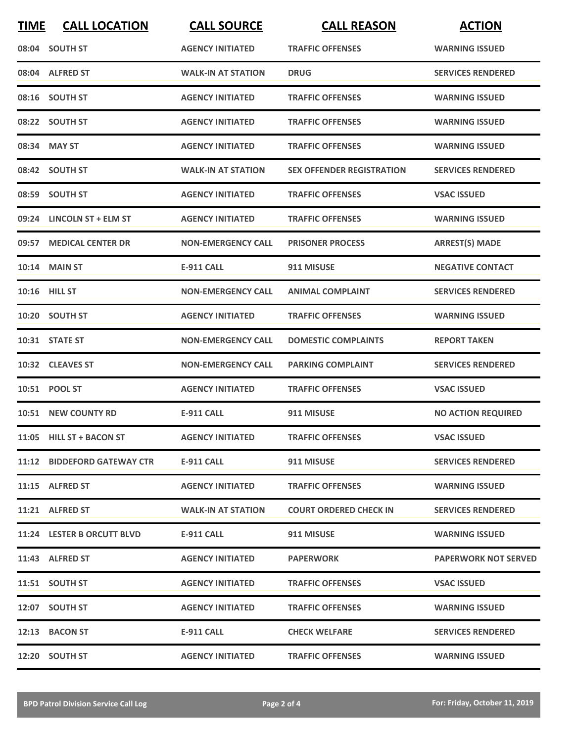| TIME | CALL LOCATION | CALL SOURCE | CALL REASON | ACTION |
|---|---|---|---|---|
| 08:04 | SOUTH ST | AGENCY INITIATED | TRAFFIC OFFENSES | WARNING ISSUED |
| 08:04 | ALFRED ST | WALK-IN AT STATION | DRUG | SERVICES RENDERED |
| 08:16 | SOUTH ST | AGENCY INITIATED | TRAFFIC OFFENSES | WARNING ISSUED |
| 08:22 | SOUTH ST | AGENCY INITIATED | TRAFFIC OFFENSES | WARNING ISSUED |
| 08:34 | MAY ST | AGENCY INITIATED | TRAFFIC OFFENSES | WARNING ISSUED |
| 08:42 | SOUTH ST | WALK-IN AT STATION | SEX OFFENDER REGISTRATION | SERVICES RENDERED |
| 08:59 | SOUTH ST | AGENCY INITIATED | TRAFFIC OFFENSES | VSAC ISSUED |
| 09:24 | LINCOLN ST + ELM ST | AGENCY INITIATED | TRAFFIC OFFENSES | WARNING ISSUED |
| 09:57 | MEDICAL CENTER DR | NON-EMERGENCY CALL | PRISONER PROCESS | ARREST(S) MADE |
| 10:14 | MAIN ST | E-911 CALL | 911 MISUSE | NEGATIVE CONTACT |
| 10:16 | HILL ST | NON-EMERGENCY CALL | ANIMAL COMPLAINT | SERVICES RENDERED |
| 10:20 | SOUTH ST | AGENCY INITIATED | TRAFFIC OFFENSES | WARNING ISSUED |
| 10:31 | STATE ST | NON-EMERGENCY CALL | DOMESTIC COMPLAINTS | REPORT TAKEN |
| 10:32 | CLEAVES ST | NON-EMERGENCY CALL | PARKING COMPLAINT | SERVICES RENDERED |
| 10:51 | POOL ST | AGENCY INITIATED | TRAFFIC OFFENSES | VSAC ISSUED |
| 10:51 | NEW COUNTY RD | E-911 CALL | 911 MISUSE | NO ACTION REQUIRED |
| 11:05 | HILL ST + BACON ST | AGENCY INITIATED | TRAFFIC OFFENSES | VSAC ISSUED |
| 11:12 | BIDDEFORD GATEWAY CTR | E-911 CALL | 911 MISUSE | SERVICES RENDERED |
| 11:15 | ALFRED ST | AGENCY INITIATED | TRAFFIC OFFENSES | WARNING ISSUED |
| 11:21 | ALFRED ST | WALK-IN AT STATION | COURT ORDERED CHECK IN | SERVICES RENDERED |
| 11:24 | LESTER B ORCUTT BLVD | E-911 CALL | 911 MISUSE | WARNING ISSUED |
| 11:43 | ALFRED ST | AGENCY INITIATED | PAPERWORK | PAPERWORK NOT SERVED |
| 11:51 | SOUTH ST | AGENCY INITIATED | TRAFFIC OFFENSES | VSAC ISSUED |
| 12:07 | SOUTH ST | AGENCY INITIATED | TRAFFIC OFFENSES | WARNING ISSUED |
| 12:13 | BACON ST | E-911 CALL | CHECK WELFARE | SERVICES RENDERED |
| 12:20 | SOUTH ST | AGENCY INITIATED | TRAFFIC OFFENSES | WARNING ISSUED |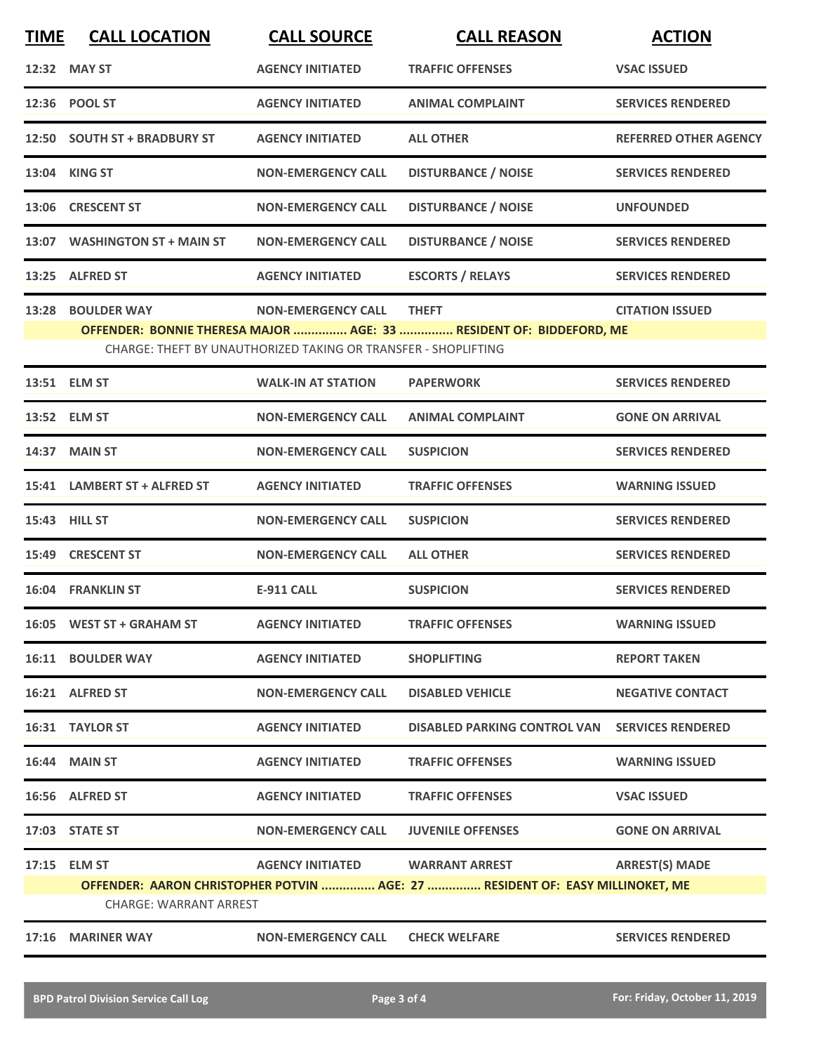| TIME | CALL LOCATION | CALL SOURCE | CALL REASON | ACTION |
|---|---|---|---|---|
| 12:32 | MAY ST | AGENCY INITIATED | TRAFFIC OFFENSES | VSAC ISSUED |
| 12:36 | POOL ST | AGENCY INITIATED | ANIMAL COMPLAINT | SERVICES RENDERED |
| 12:50 | SOUTH ST + BRADBURY ST | AGENCY INITIATED | ALL OTHER | REFERRED OTHER AGENCY |
| 13:04 | KING ST | NON-EMERGENCY CALL | DISTURBANCE / NOISE | SERVICES RENDERED |
| 13:06 | CRESCENT ST | NON-EMERGENCY CALL | DISTURBANCE / NOISE | UNFOUNDED |
| 13:07 | WASHINGTON ST + MAIN ST | NON-EMERGENCY CALL | DISTURBANCE / NOISE | SERVICES RENDERED |
| 13:25 | ALFRED ST | AGENCY INITIATED | ESCORTS / RELAYS | SERVICES RENDERED |
| 13:28 | BOULDER WAY | NON-EMERGENCY CALL | THEFT | CITATION ISSUED |

**OFFENDER: BONNIE THERESA MAJOR ............... AGE: 33 ............... RESIDENT OF: BIDDEFORD, ME**

CHARGE: THEFT BY UNAUTHORIZED TAKING OR TRANSFER - SHOPLIFTING

| TIME | CALL LOCATION | CALL SOURCE | CALL REASON | ACTION |
|---|---|---|---|---|
| 13:51 | ELM ST | WALK-IN AT STATION | PAPERWORK | SERVICES RENDERED |
| 13:52 | ELM ST | NON-EMERGENCY CALL | ANIMAL COMPLAINT | GONE ON ARRIVAL |
| 14:37 | MAIN ST | NON-EMERGENCY CALL | SUSPICION | SERVICES RENDERED |
| 15:41 | LAMBERT ST + ALFRED ST | AGENCY INITIATED | TRAFFIC OFFENSES | WARNING ISSUED |
| 15:43 | HILL ST | NON-EMERGENCY CALL | SUSPICION | SERVICES RENDERED |
| 15:49 | CRESCENT ST | NON-EMERGENCY CALL | ALL OTHER | SERVICES RENDERED |
| 16:04 | FRANKLIN ST | E-911 CALL | SUSPICION | SERVICES RENDERED |
| 16:05 | WEST ST + GRAHAM ST | AGENCY INITIATED | TRAFFIC OFFENSES | WARNING ISSUED |
| 16:11 | BOULDER WAY | AGENCY INITIATED | SHOPLIFTING | REPORT TAKEN |
| 16:21 | ALFRED ST | NON-EMERGENCY CALL | DISABLED VEHICLE | NEGATIVE CONTACT |
| 16:31 | TAYLOR ST | AGENCY INITIATED | DISABLED PARKING CONTROL VAN | SERVICES RENDERED |
| 16:44 | MAIN ST | AGENCY INITIATED | TRAFFIC OFFENSES | WARNING ISSUED |
| 16:56 | ALFRED ST | AGENCY INITIATED | TRAFFIC OFFENSES | VSAC ISSUED |
| 17:03 | STATE ST | NON-EMERGENCY CALL | JUVENILE OFFENSES | GONE ON ARRIVAL |
| 17:15 | ELM ST | AGENCY INITIATED | WARRANT ARREST | ARREST(S) MADE |

**OFFENDER: AARON CHRISTOPHER POTVIN ............... AGE: 27 ............... RESIDENT OF: EASY MILLINOKET, ME**

CHARGE: WARRANT ARREST

| TIME | CALL LOCATION | CALL SOURCE | CALL REASON | ACTION |
|---|---|---|---|---|
| 17:16 | MARINER WAY | NON-EMERGENCY CALL | CHECK WELFARE | SERVICES RENDERED |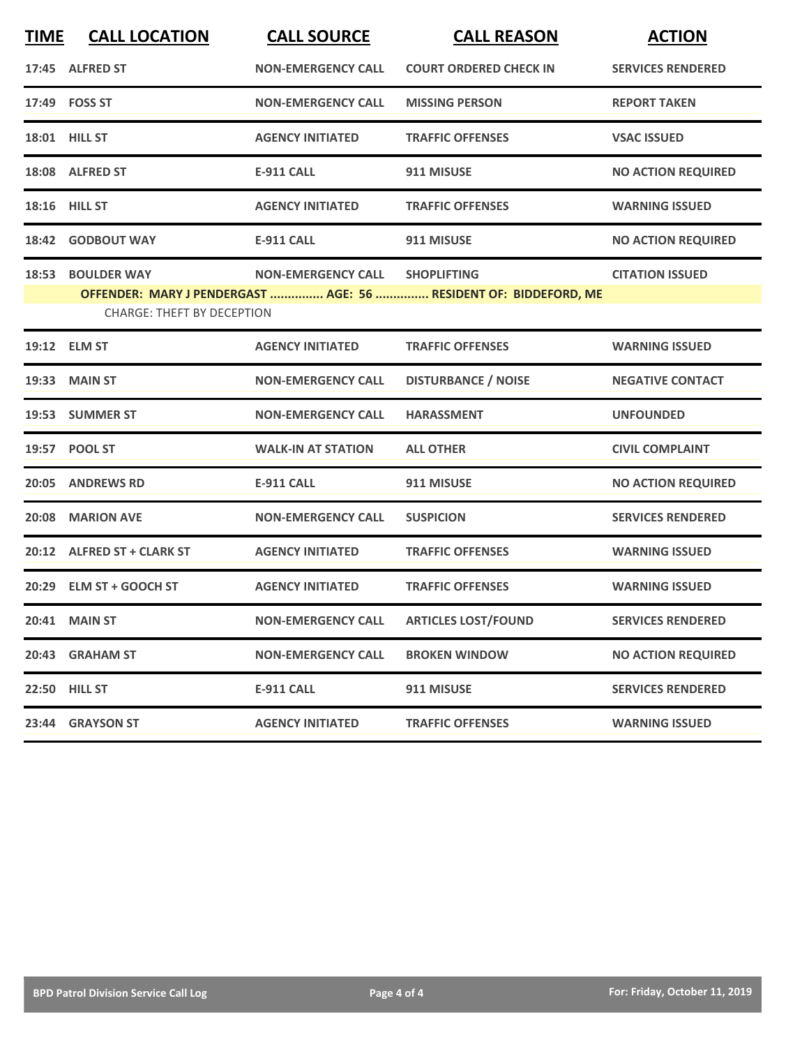| TIME | CALL LOCATION | CALL SOURCE | CALL REASON | ACTION |
|---|---|---|---|---|
| 17:45 | ALFRED ST | NON-EMERGENCY CALL | COURT ORDERED CHECK IN | SERVICES RENDERED |
| 17:49 | FOSS ST | NON-EMERGENCY CALL | MISSING PERSON | REPORT TAKEN |
| 18:01 | HILL ST | AGENCY INITIATED | TRAFFIC OFFENSES | VSAC ISSUED |
| 18:08 | ALFRED ST | E-911 CALL | 911 MISUSE | NO ACTION REQUIRED |
| 18:16 | HILL ST | AGENCY INITIATED | TRAFFIC OFFENSES | WARNING ISSUED |
| 18:42 | GODBOUT WAY | E-911 CALL | 911 MISUSE | NO ACTION REQUIRED |
| 18:53 | BOULDER WAY | NON-EMERGENCY CALL | SHOPLIFTING | CITATION ISSUED |
| | OFFENDER: MARY J PENDERGAST ............... AGE: 56 ............... RESIDENT OF: BIDDEFORD, ME | | | |
| | CHARGE: THEFT BY DECEPTION | | | |
| 19:12 | ELM ST | AGENCY INITIATED | TRAFFIC OFFENSES | WARNING ISSUED |
| 19:33 | MAIN ST | NON-EMERGENCY CALL | DISTURBANCE / NOISE | NEGATIVE CONTACT |
| 19:53 | SUMMER ST | NON-EMERGENCY CALL | HARASSMENT | UNFOUNDED |
| 19:57 | POOL ST | WALK-IN AT STATION | ALL OTHER | CIVIL COMPLAINT |
| 20:05 | ANDREWS RD | E-911 CALL | 911 MISUSE | NO ACTION REQUIRED |
| 20:08 | MARION AVE | NON-EMERGENCY CALL | SUSPICION | SERVICES RENDERED |
| 20:12 | ALFRED ST + CLARK ST | AGENCY INITIATED | TRAFFIC OFFENSES | WARNING ISSUED |
| 20:29 | ELM ST + GOOCH ST | AGENCY INITIATED | TRAFFIC OFFENSES | WARNING ISSUED |
| 20:41 | MAIN ST | NON-EMERGENCY CALL | ARTICLES LOST/FOUND | SERVICES RENDERED |
| 20:43 | GRAHAM ST | NON-EMERGENCY CALL | BROKEN WINDOW | NO ACTION REQUIRED |
| 22:50 | HILL ST | E-911 CALL | 911 MISUSE | SERVICES RENDERED |
| 23:44 | GRAYSON ST | AGENCY INITIATED | TRAFFIC OFFENSES | WARNING ISSUED |